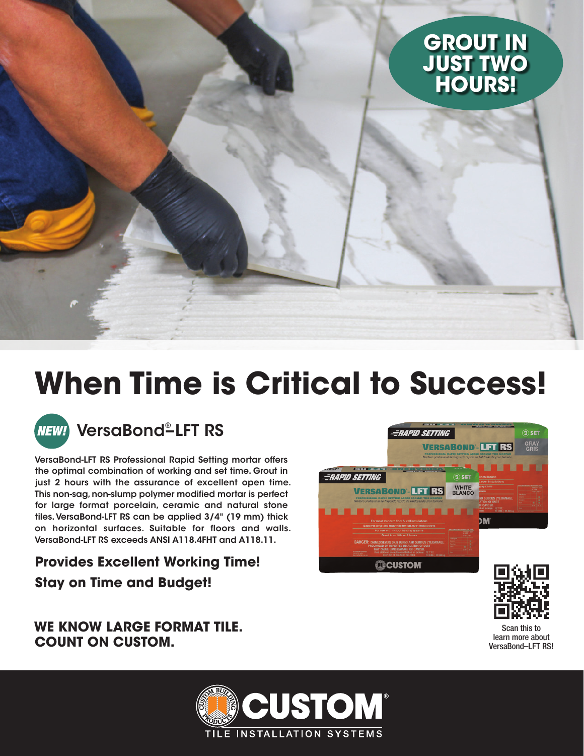GROUT IN JUST TWO HOURS!

# When Time is Critical to Success!

## NEW! VersaBond®–LFT RS

VersaBond-LFT RS Professional Rapid Setting mortar offers the optimal combination of working and set time. Grout in just 2 hours with the assurance of excellent open time. This non-sag, non-slump polymer modified mortar is perfect for large format porcelain, ceramic and natural stone tiles. VersaBond-LFT RS can be applied 3/4" (19 mm) thick on horizontal surfaces. Suitable for floors and walls. VersaBond-LFT RS exceeds ANSI A118.4FHT and A118.11.

### Provides Excellent Working Time!

### Stay on Time and Budget!

**WE KNOW LARGE FORMAT TILE.**
**COUNT ON CUSTOM.**

Scan this to learn more about VersaBond–LFT RS!

CUSTOM® TILE INSTALLATION SYSTEMS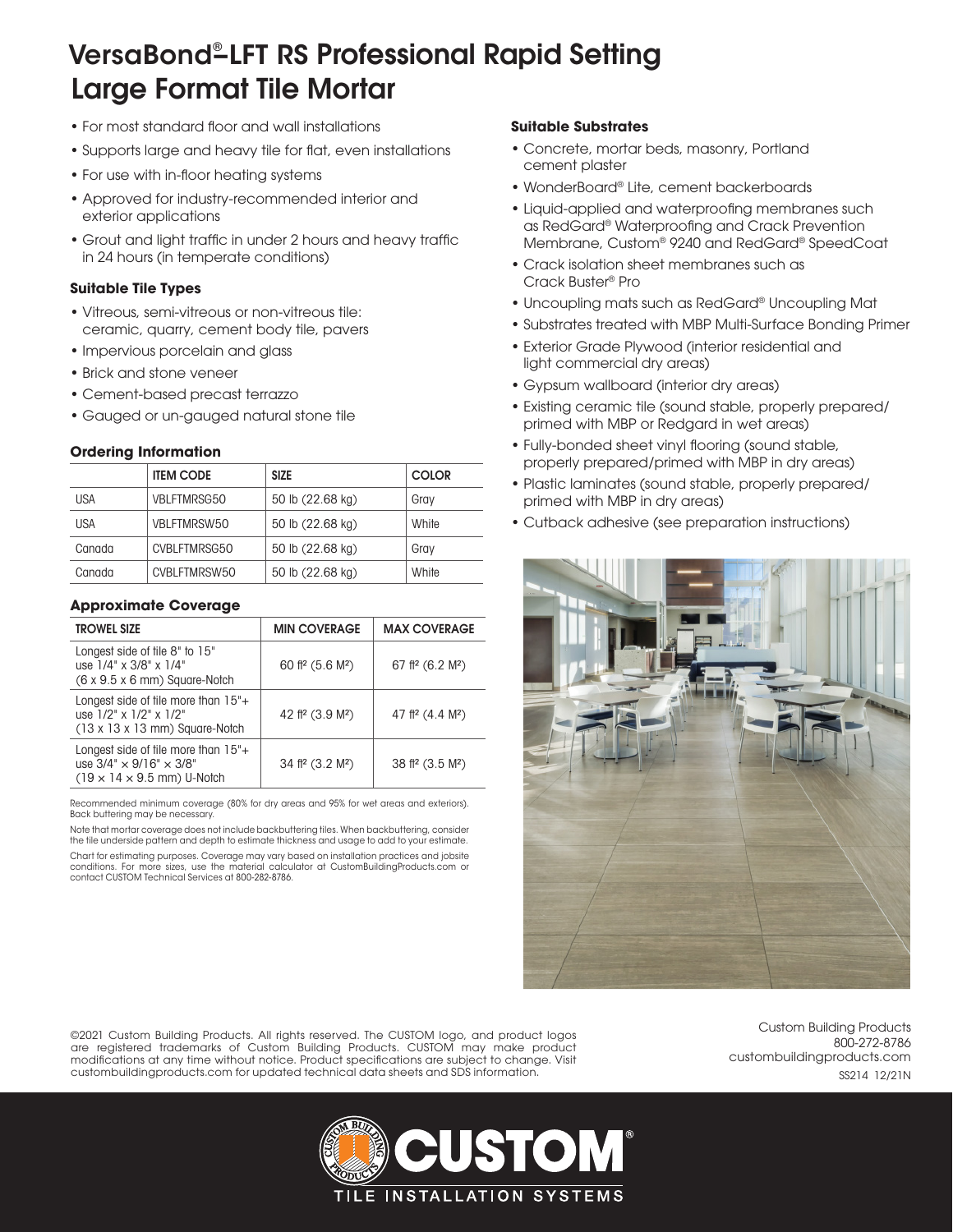# VersaBond®–LFT RS Professional Rapid Setting Large Format Tile Mortar

- For most standard floor and wall installations
- Supports large and heavy tile for flat, even installations
- For use with in-floor heating systems
- Approved for industry-recommended interior and exterior applications
- Grout and light traffic in under 2 hours and heavy traffic in 24 hours (in temperate conditions)

### Suitable Tile Types

- Vitreous, semi-vitreous or non-vitreous tile: ceramic, quarry, cement body tile, pavers
- Impervious porcelain and glass
- Brick and stone veneer
- Cement-based precast terrazzo
- Gauged or un-gauged natural stone tile

### Ordering Information

| | ITEM CODE | SIZE | COLOR |
|---|---|---|---|
| USA | VBLFTMRSG50 | 50 lb (22.68 kg) | Gray |
| USA | VBLFTMRSW50 | 50 lb (22.68 kg) | White |
| Canada | CVBLFTMRSG50 | 50 lb (22.68 kg) | Gray |
| Canada | CVBLFTMRSW50 | 50 lb (22.68 kg) | White |

### Approximate Coverage

| TROWEL SIZE | MIN COVERAGE | MAX COVERAGE |
|---|---|---|
| Longest side of tile 8" to 15" use 1/4" x 3/8" x 1/4" (6 x 9.5 x 6 mm) Square-Notch | 60 ft² (5.6 M²) | 67 ft² (6.2 M²) |
| Longest side of tile more than 15"+ use 1/2" x 1/2" x 1/2" (13 x 13 x 13 mm) Square-Notch | 42 ft² (3.9 M²) | 47 ft² (4.4 M²) |
| Longest side of tile more than 15"+ use 3/4" × 9/16" × 3/8" (19 × 14 × 9.5 mm) U-Notch | 34 ft² (3.2 M²) | 38 ft² (3.5 M²) |

Recommended minimum coverage (80% for dry areas and 95% for wet areas and exteriors). Back buttering may be necessary.

Note that mortar coverage does not include backbuttering tiles. When backbuttering, consider the tile underside pattern and depth to estimate thickness and usage to add to your estimate.

Chart for estimating purposes. Coverage may vary based on installation practices and jobsite conditions. For more sizes, use the material calculator at CustomBuildingProducts.com or contact CUSTOM Technical Services at 800-282-8786.

### Suitable Substrates

- Concrete, mortar beds, masonry, Portland cement plaster
- WonderBoard® Lite, cement backerboards
- Liquid-applied and waterproofing membranes such as RedGard® Waterproofing and Crack Prevention Membrane, Custom® 9240 and RedGard® SpeedCoat
- Crack isolation sheet membranes such as Crack Buster® Pro
- Uncoupling mats such as RedGard® Uncoupling Mat
- Substrates treated with MBP Multi-Surface Bonding Primer
- Exterior Grade Plywood (interior residential and light commercial dry areas)
- Gypsum wallboard (interior dry areas)
- Existing ceramic tile (sound stable, properly prepared/ primed with MBP or Redgard in wet areas)
- Fully-bonded sheet vinyl flooring (sound stable, properly prepared/primed with MBP in dry areas)
- Plastic laminates (sound stable, properly prepared/ primed with MBP in dry areas)
- Cutback adhesive (see preparation instructions)

©2021 Custom Building Products. All rights reserved. The CUSTOM logo, and product logos are registered trademarks of Custom Building Products. CUSTOM may make product modifications at any time without notice. Product specifications are subject to change. Visit custombuildingproducts.com for updated technical data sheets and SDS information.

Custom Building Products
800-272-8786
custombuildingproducts.com
SS214 12/21N

CUSTOM®
TILE INSTALLATION SYSTEMS